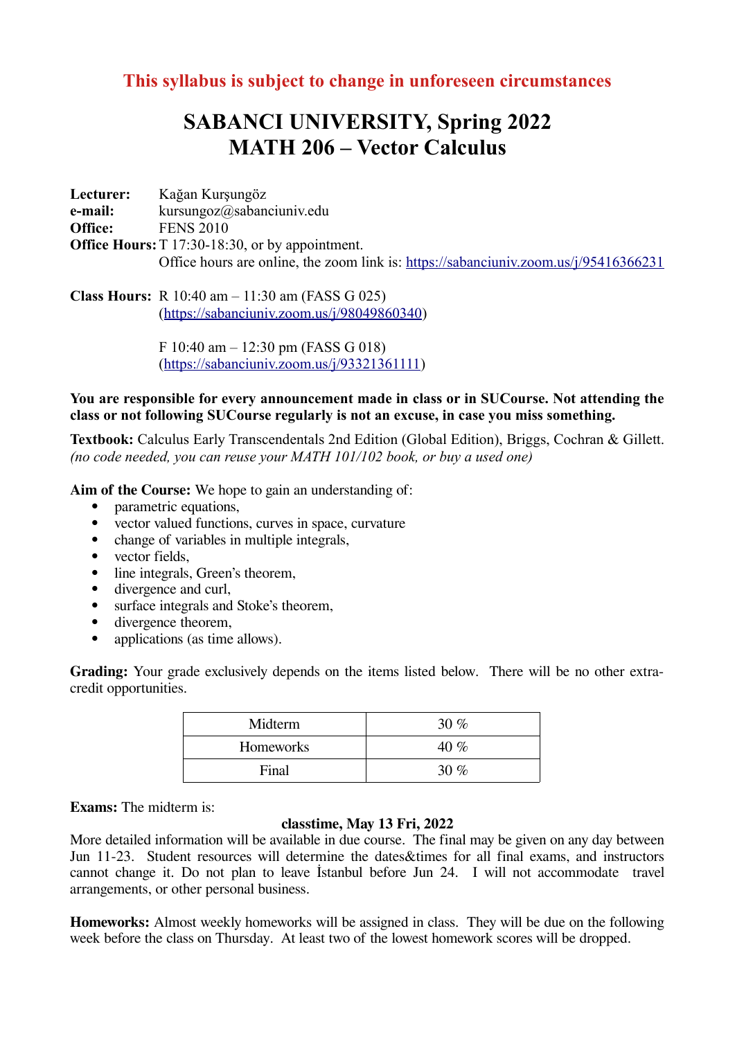**This syllabus is subject to change in unforeseen circumstances**

# SABANCI UNIVERSITY, Spring 2022
# MATH 206 – Vector Calculus

**Lecturer:** Kağan Kurşungöz
**e-mail:** kursungoz@sabanciuniv.edu
**Office:** FENS 2010
**Office Hours:** T 17:30-18:30, or by appointment.
Office hours are online, the zoom link is: https://sabanciuniv.zoom.us/j/95416366231

**Class Hours:** R 10:40 am – 11:30 am (FASS G 025)
(https://sabanciuniv.zoom.us/j/98049860340)

F 10:40 am – 12:30 pm (FASS G 018)
(https://sabanciuniv.zoom.us/j/93321361111)

**You are responsible for every announcement made in class or in SUCourse. Not attending the class or not following SUCourse regularly is not an excuse, in case you miss something.**

**Textbook:** Calculus Early Transcendentals 2nd Edition (Global Edition), Briggs, Cochran & Gillett.
*(no code needed, you can reuse your MATH 101/102 book, or buy a used one)*

**Aim of the Course:** We hope to gain an understanding of:

- parametric equations,
- vector valued functions, curves in space, curvature
- change of variables in multiple integrals,
- vector fields,
- line integrals, Green's theorem,
- divergence and curl,
- surface integrals and Stoke's theorem,
- divergence theorem,
- applications (as time allows).

**Grading:** Your grade exclusively depends on the items listed below. There will be no other extra-credit opportunities.

| Midterm | 30 % |
|---|---|
| Homeworks | 40 % |
| Final | 30 % |

**Exams:** The midterm is:

**classtime, May 13 Fri, 2022**

More detailed information will be available in due course. The final may be given on any day between Jun 11-23. Student resources will determine the dates&times for all final exams, and instructors cannot change it. Do not plan to leave İstanbul before Jun 24. I will not accommodate travel arrangements, or other personal business.

**Homeworks:** Almost weekly homeworks will be assigned in class. They will be due on the following week before the class on Thursday. At least two of the lowest homework scores will be dropped.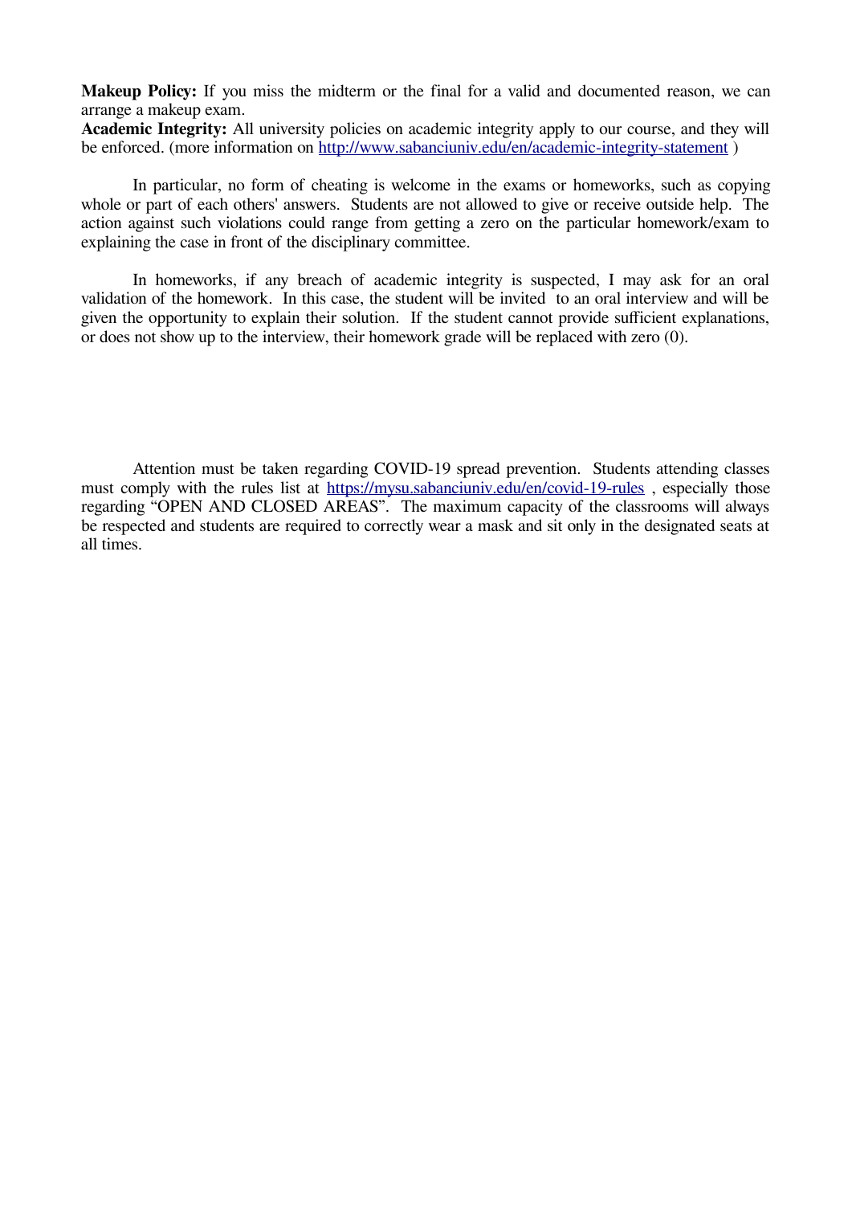**Makeup Policy:** If you miss the midterm or the final for a valid and documented reason, we can arrange a makeup exam.

**Academic Integrity:** All university policies on academic integrity apply to our course, and they will be enforced. (more information on http://www.sabanciuniv.edu/en/academic-integrity-statement )

In particular, no form of cheating is welcome in the exams or homeworks, such as copying whole or part of each others' answers. Students are not allowed to give or receive outside help. The action against such violations could range from getting a zero on the particular homework/exam to explaining the case in front of the disciplinary committee.

In homeworks, if any breach of academic integrity is suspected, I may ask for an oral validation of the homework. In this case, the student will be invited to an oral interview and will be given the opportunity to explain their solution. If the student cannot provide sufficient explanations, or does not show up to the interview, their homework grade will be replaced with zero (0).

Attention must be taken regarding COVID-19 spread prevention. Students attending classes must comply with the rules list at https://mysu.sabanciuniv.edu/en/covid-19-rules , especially those regarding "OPEN AND CLOSED AREAS". The maximum capacity of the classrooms will always be respected and students are required to correctly wear a mask and sit only in the designated seats at all times.